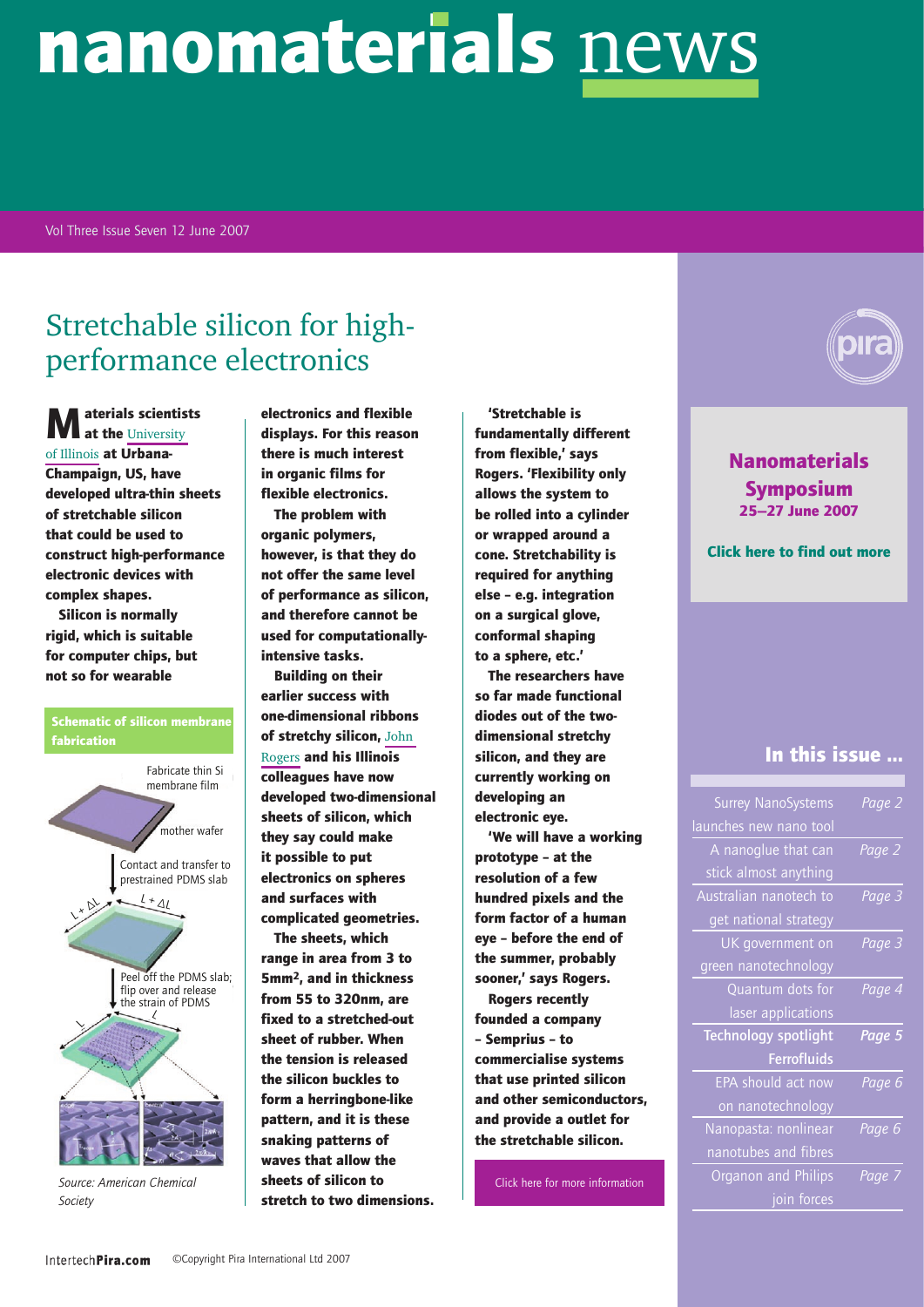# nanomaterials news

Vol Three Issue Seven 12 June 2007

## Stretchable silicon for high-performance electronics

**Materials scientists at the** University of Illinois **at Urbana-Champaign, US, have developed ultra-thin sheets of stretchable silicon that could be used to construct high-performance electronic devices with complex shapes.**

**Silicon is normally rigid, which is suitable for computer chips, but not so for wearable electronics and flexible displays. For this reason there is much interest in organic films for flexible electronics.**

**The problem with organic polymers, however, is that they do not offer the same level of performance as silicon, and therefore cannot be used for computationally-intensive tasks.**

**Building on their earlier success with one-dimensional ribbons of stretchy silicon,** John Rogers **and his Illinois colleagues have now developed two-dimensional sheets of silicon, which they say could make it possible to put electronics on spheres and surfaces with complicated geometries.**

**The sheets, which range in area from 3 to 5mm$^2$, and in thickness from 55 to 320nm, are fixed to a stretched-out sheet of rubber. When the tension is released the silicon buckles to form a herringbone-like pattern, and it is these snaking patterns of waves that allow the sheets of silicon to stretch to two dimensions.**

**'Stretchable is fundamentally different from flexible,' says Rogers. 'Flexibility only allows the system to be rolled into a cylinder or wrapped around a cone. Stretchability is required for anything else – e.g. integration on a surgical glove, conformal shaping to a sphere, etc.'**

**The researchers have so far made functional diodes out of the two-dimensional stretchy silicon, and they are currently working on developing an electronic eye.**

**'We will have a working prototype – at the resolution of a few hundred pixels and the form factor of a human eye – before the end of the summer, probably sooner,' says Rogers.**

**Rogers recently founded a company – Semprius – to commercialise systems that use printed silicon and other semiconductors, and provide a outlet for the stretchable silicon.**

Click here for more information

**Schematic of silicon membrane fabrication**

Fabricate thin Si membrane film

mother wafer

Contact and transfer to prestrained PDMS slab

$L + \Delta L$ $L + \Delta L$

Peel off the PDMS slab; flip over and release the strain of PDMS

$L$ $L$

*Source: American Chemical Society*

**Nanomaterials Symposium**
**25–27 June 2007**

**Click here to find out more**

### In this issue ...

| | |
|---|---|
| Surrey NanoSystems launches new nano tool | Page 2 |
| A nanoglue that can stick almost anything | Page 2 |
| Australian nanotech to get national strategy | Page 3 |
| UK government on green nanotechnology | Page 3 |
| Quantum dots for laser applications | Page 4 |
| **Technology spotlight Ferrofluids** | **Page 5** |
| EPA should act now on nanotechnology | Page 6 |
| Nanopasta: nonlinear nanotubes and fibres | Page 6 |
| Organon and Philips join forces | Page 7 |

©Copyright Pira International Ltd 2007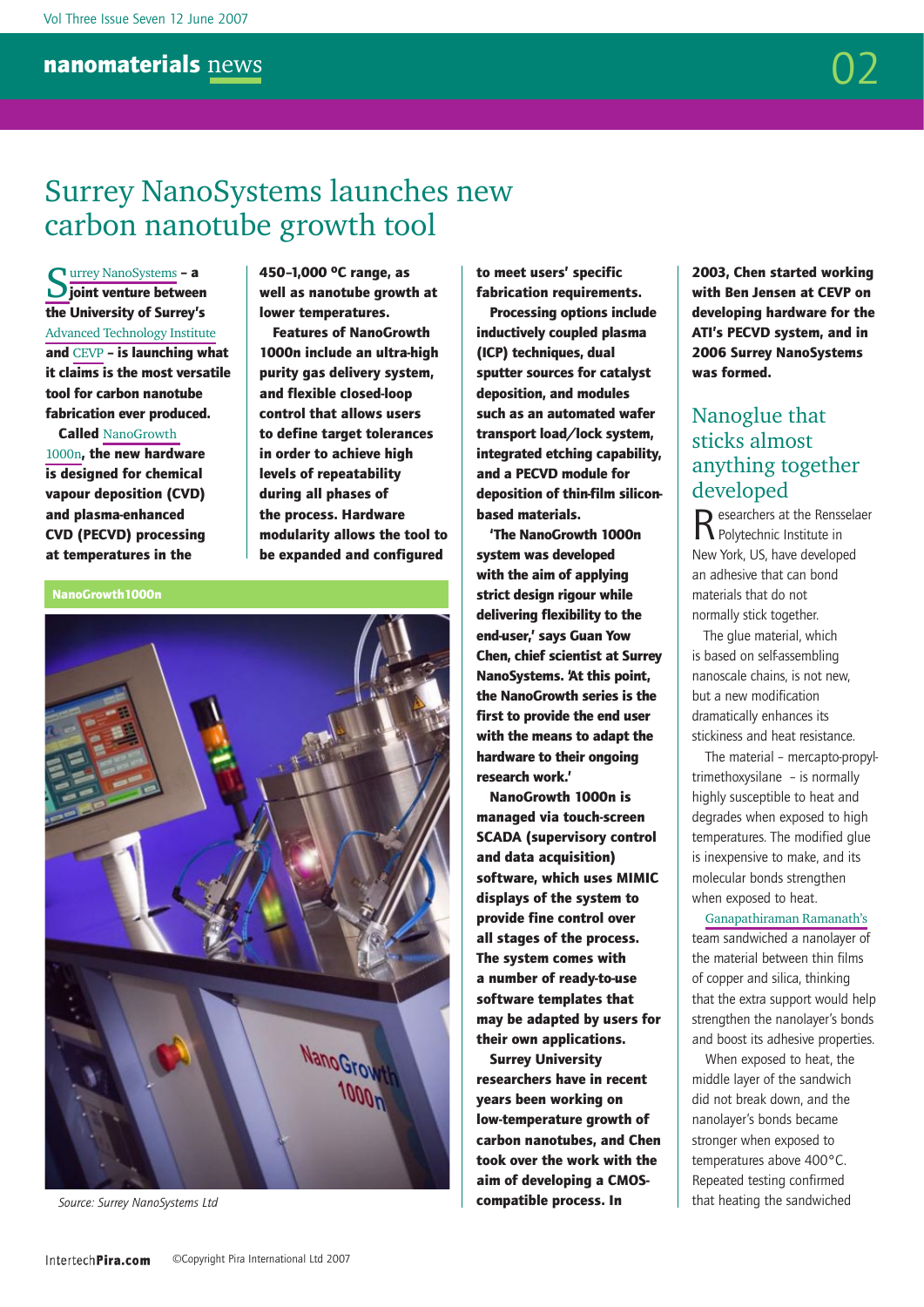# Surrey NanoSystems launches new carbon nanotube growth tool

**Surrey NanoSystems – a joint venture between the University of Surrey's Advanced Technology Institute and CEVP – is launching what it claims is the most versatile tool for carbon nanotube fabrication ever produced.**

**Called NanoGrowth 1000n, the new hardware is designed for chemical vapour deposition (CVD) and plasma-enhanced CVD (PECVD) processing at temperatures in the 450–1,000 ºC range, as well as nanotube growth at lower temperatures.**

**Features of NanoGrowth 1000n include an ultra-high purity gas delivery system, and flexible closed-loop control that allows users to define target tolerances in order to achieve high levels of repeatability during all phases of the process. Hardware modularity allows the tool to be expanded and configured to meet users' specific fabrication requirements.**

**Processing options include inductively coupled plasma (ICP) techniques, dual sputter sources for catalyst deposition, and modules such as an automated wafer transport load/lock system, integrated etching capability, and a PECVD module for deposition of thin-film silicon-based materials.**

**'The NanoGrowth 1000n system was developed with the aim of applying strict design rigour while delivering flexibility to the end-user,' says Guan Yow Chen, chief scientist at Surrey NanoSystems. 'At this point, the NanoGrowth series is the first to provide the end user with the means to adapt the hardware to their ongoing research work.'**

**NanoGrowth 1000n is managed via touch-screen SCADA (supervisory control and data acquisition) software, which uses MIMIC displays of the system to provide fine control over all stages of the process. The system comes with a number of ready-to-use software templates that may be adapted by users for their own applications.**

**Surrey University researchers have in recent years been working on low-temperature growth of carbon nanotubes, and Chen took over the work with the aim of developing a CMOS-compatible process. In 2003, Chen started working with Ben Jensen at CEVP on developing hardware for the ATI's PECVD system, and in 2006 Surrey NanoSystems was formed.**

**NanoGrowth1000n**

*Source: Surrey NanoSystems Ltd*

## Nanoglue that sticks almost anything together developed

Researchers at the Rensselaer Polytechnic Institute in New York, US, have developed an adhesive that can bond materials that do not normally stick together.

The glue material, which is based on self-assembling nanoscale chains, is not new, but a new modification dramatically enhances its stickiness and heat resistance.

The material – mercapto-propyl-trimethoxysilane – is normally highly susceptible to heat and degrades when exposed to high temperatures. The modified glue is inexpensive to make, and its molecular bonds strengthen when exposed to heat.

Ganapathiraman Ramanath's team sandwiched a nanolayer of the material between thin films of copper and silica, thinking that the extra support would help strengthen the nanolayer's bonds and boost its adhesive properties.

When exposed to heat, the middle layer of the sandwich did not break down, and the nanolayer's bonds became stronger when exposed to temperatures above 400°C. Repeated testing confirmed that heating the sandwiched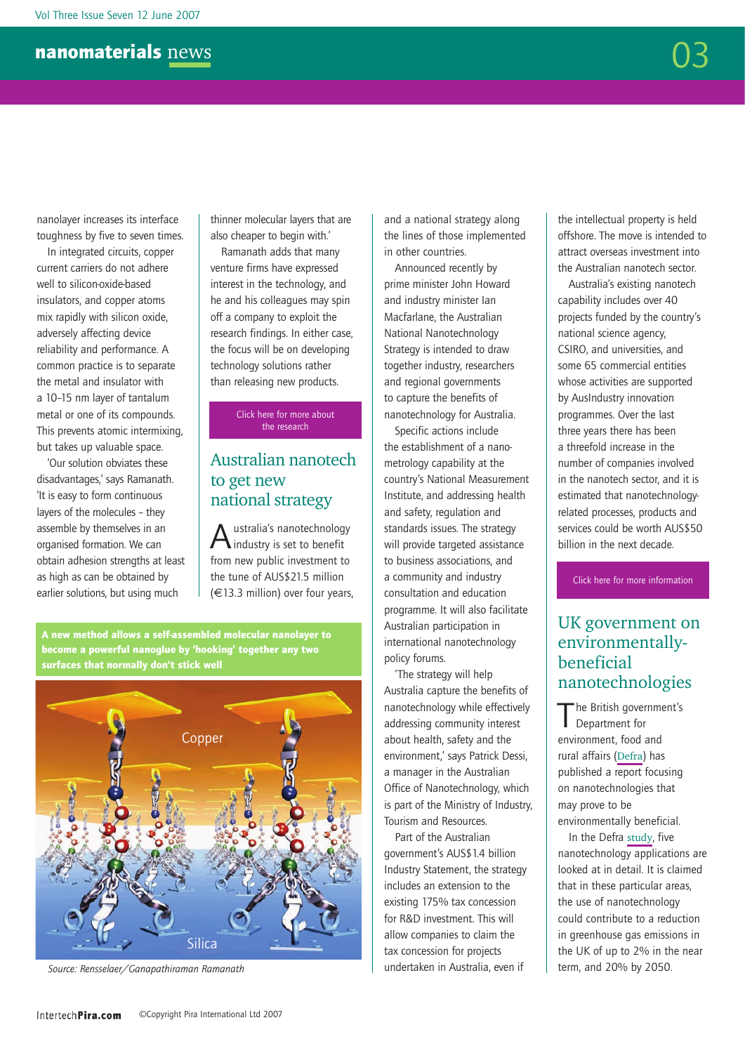nanolayer increases its interface toughness by five to seven times.

In integrated circuits, copper current carriers do not adhere well to silicon-oxide-based insulators, and copper atoms mix rapidly with silicon oxide, adversely affecting device reliability and performance. A common practice is to separate the metal and insulator with a 10–15 nm layer of tantalum metal or one of its compounds. This prevents atomic intermixing, but takes up valuable space.

'Our solution obviates these disadvantages,' says Ramanath. 'It is easy to form continuous layers of the molecules – they assemble by themselves in an organised formation. We can obtain adhesion strengths at least as high as can be obtained by earlier solutions, but using much thinner molecular layers that are also cheaper to begin with.'

Ramanath adds that many venture firms have expressed interest in the technology, and he and his colleagues may spin off a company to exploit the research findings. In either case, the focus will be on developing technology solutions rather than releasing new products.

Click here for more about the research

**A new method allows a self-assembled molecular nanolayer to become a powerful nanoglue by 'hooking' together any two surfaces that normally don't stick well**

Copper

Silica

*Source: Rensselaer/Ganapathiraman Ramanath*

## Australian nanotech to get new national strategy

Australia's nanotechnology industry is set to benefit from new public investment to the tune of AUS$21.5 million (€13.3 million) over four years, and a national strategy along the lines of those implemented in other countries.

Announced recently by prime minister John Howard and industry minister Ian Macfarlane, the Australian National Nanotechnology Strategy is intended to draw together industry, researchers and regional governments to capture the benefits of nanotechnology for Australia.

Specific actions include the establishment of a nanometrology capability at the country's National Measurement Institute, and addressing health and safety, regulation and standards issues. The strategy will provide targeted assistance to business associations, and a community and industry consultation and education programme. It will also facilitate Australian participation in international nanotechnology policy forums.

'The strategy will help Australia capture the benefits of nanotechnology while effectively addressing community interest about health, safety and the environment,' says Patrick Dessi, a manager in the Australian Office of Nanotechnology, which is part of the Ministry of Industry, Tourism and Resources.

Part of the Australian government's AUS$1.4 billion Industry Statement, the strategy includes an extension to the existing 175% tax concession for R&D investment. This will allow companies to claim the tax concession for projects undertaken in Australia, even if the intellectual property is held offshore. The move is intended to attract overseas investment into the Australian nanotech sector.

Australia's existing nanotech capability includes over 40 projects funded by the country's national science agency, CSIRO, and universities, and some 65 commercial entities whose activities are supported by AusIndustry innovation programmes. Over the last three years there has been a threefold increase in the number of companies involved in the nanotech sector, and it is estimated that nanotechnology-related processes, products and services could be worth AUS$50 billion in the next decade.

Click here for more information

## UK government on environmentally-beneficial nanotechnologies

The British government's Department for environment, food and rural affairs (Defra) has published a report focusing on nanotechnologies that may prove to be environmentally beneficial.

In the Defra study, five nanotechnology applications are looked at in detail. It is claimed that in these particular areas, the use of nanotechnology could contribute to a reduction in greenhouse gas emissions in the UK of up to 2% in the near term, and 20% by 2050.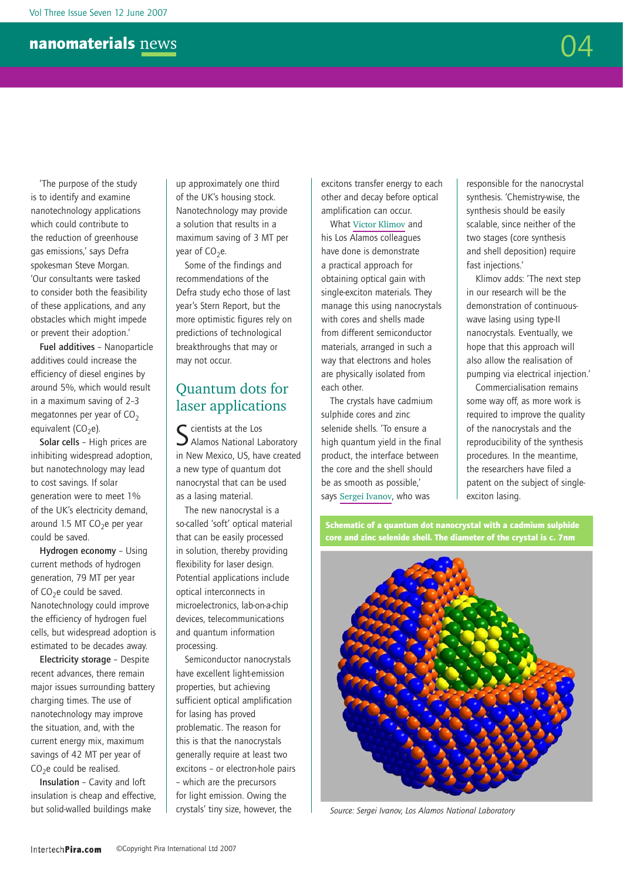'The purpose of the study is to identify and examine nanotechnology applications which could contribute to the reduction of greenhouse gas emissions,' says Defra spokesman Steve Morgan. 'Our consultants were tasked to consider both the feasibility of these applications, and any obstacles which might impede or prevent their adoption.'

**Fuel additives** – Nanoparticle additives could increase the efficiency of diesel engines by around 5%, which would result in a maximum saving of 2–3 megatonnes per year of $CO_2$ equivalent ($CO_2$e).

**Solar cells** – High prices are inhibiting widespread adoption, but nanotechnology may lead to cost savings. If solar generation were to meet 1% of the UK's electricity demand, around 1.5 MT $CO_2$e per year could be saved.

**Hydrogen economy** – Using current methods of hydrogen generation, 79 MT per year of $CO_2$e could be saved. Nanotechnology could improve the efficiency of hydrogen fuel cells, but widespread adoption is estimated to be decades away.

**Electricity storage** – Despite recent advances, there remain major issues surrounding battery charging times. The use of nanotechnology may improve the situation, and, with the current energy mix, maximum savings of 42 MT per year of $CO_2$e could be realised.

**Insulation** – Cavity and loft insulation is cheap and effective, but solid-walled buildings make up approximately one third of the UK's housing stock. Nanotechnology may provide a solution that results in a maximum saving of 3 MT per year of $CO_2$e.

Some of the findings and recommendations of the Defra study echo those of last year's Stern Report, but the more optimistic figures rely on predictions of technological breakthroughs that may or may not occur.

## Quantum dots for laser applications

Scientists at the Los Alamos National Laboratory in New Mexico, US, have created a new type of quantum dot nanocrystal that can be used as a lasing material.

The new nanocrystal is a so-called 'soft' optical material that can be easily processed in solution, thereby providing flexibility for laser design. Potential applications include optical interconnects in microelectronics, lab-on-a-chip devices, telecommunications and quantum information processing.

Semiconductor nanocrystals have excellent light-emission properties, but achieving sufficient optical amplification for lasing has proved problematic. The reason for this is that the nanocrystals generally require at least two excitons – or electron-hole pairs – which are the precursors for light emission. Owing the crystals' tiny size, however, the excitons transfer energy to each other and decay before optical amplification can occur.

What Victor Klimov and his Los Alamos colleagues have done is demonstrate a practical approach for obtaining optical gain with single-exciton materials. They manage this using nanocrystals with cores and shells made from different semiconductor materials, arranged in such a way that electrons and holes are physically isolated from each other.

The crystals have cadmium sulphide cores and zinc selenide shells. 'To ensure a high quantum yield in the final product, the interface between the core and the shell should be as smooth as possible,' says Sergei Ivanov, who was responsible for the nanocrystal synthesis. 'Chemistry-wise, the synthesis should be easily scalable, since neither of the two stages (core synthesis and shell deposition) require fast injections.'

Klimov adds: 'The next step in our research will be the demonstration of continuous-wave lasing using type-II nanocrystals. Eventually, we hope that this approach will also allow the realisation of pumping via electrical injection.'

Commercialisation remains some way off, as more work is required to improve the quality of the nanocrystals and the reproducibility of the synthesis procedures. In the meantime, the researchers have filed a patent on the subject of single-exciton lasing.

**Schematic of a quantum dot nanocrystal with a cadmium sulphide core and zinc selenide shell. The diameter of the crystal is c. 7nm**

*Source: Sergei Ivanov, Los Alamos National Laboratory*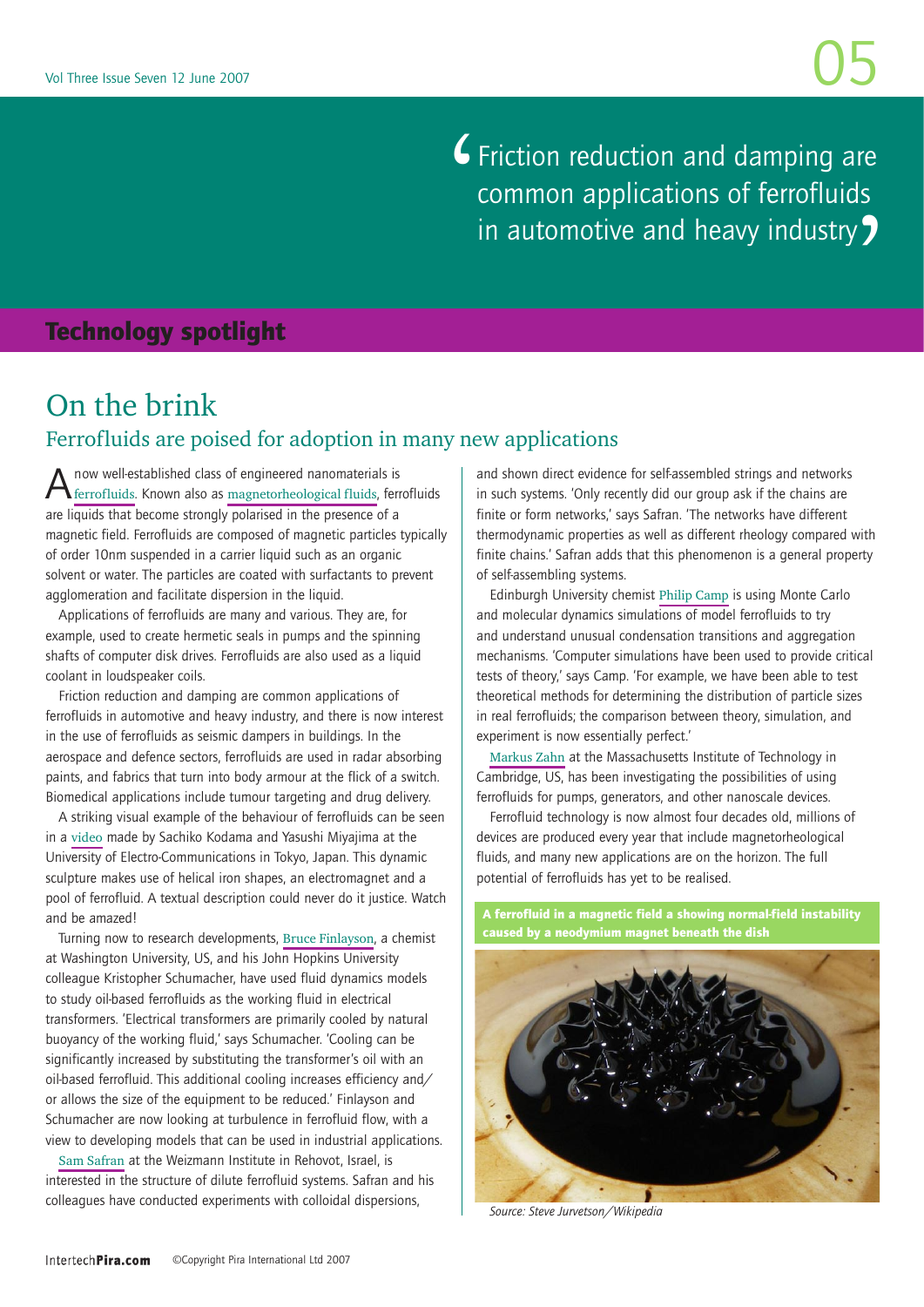> Friction reduction and damping are common applications of ferrofluids in automotive and heavy industry

## Technology spotlight

# On the brink

## Ferrofluids are poised for adoption in many new applications

A now well-established class of engineered nanomaterials is ferrofluids. Known also as magnetorheological fluids, ferrofluids are liquids that become strongly polarised in the presence of a magnetic field. Ferrofluids are composed of magnetic particles typically of order 10nm suspended in a carrier liquid such as an organic solvent or water. The particles are coated with surfactants to prevent agglomeration and facilitate dispersion in the liquid.

Applications of ferrofluids are many and various. They are, for example, used to create hermetic seals in pumps and the spinning shafts of computer disk drives. Ferrofluids are also used as a liquid coolant in loudspeaker coils.

Friction reduction and damping are common applications of ferrofluids in automotive and heavy industry, and there is now interest in the use of ferrofluids as seismic dampers in buildings. In the aerospace and defence sectors, ferrofluids are used in radar absorbing paints, and fabrics that turn into body armour at the flick of a switch. Biomedical applications include tumour targeting and drug delivery.

A striking visual example of the behaviour of ferrofluids can be seen in a video made by Sachiko Kodama and Yasushi Miyajima at the University of Electro-Communications in Tokyo, Japan. This dynamic sculpture makes use of helical iron shapes, an electromagnet and a pool of ferrofluid. A textual description could never do it justice. Watch and be amazed!

Turning now to research developments, Bruce Finlayson, a chemist at Washington University, US, and his John Hopkins University colleague Kristopher Schumacher, have used fluid dynamics models to study oil-based ferrofluids as the working fluid in electrical transformers. 'Electrical transformers are primarily cooled by natural buoyancy of the working fluid,' says Schumacher. 'Cooling can be significantly increased by substituting the transformer's oil with an oil-based ferrofluid. This additional cooling increases efficiency and/or allows the size of the equipment to be reduced.' Finlayson and Schumacher are now looking at turbulence in ferrofluid flow, with a view to developing models that can be used in industrial applications.

Sam Safran at the Weizmann Institute in Rehovot, Israel, is interested in the structure of dilute ferrofluid systems. Safran and his colleagues have conducted experiments with colloidal dispersions, and shown direct evidence for self-assembled strings and networks in such systems. 'Only recently did our group ask if the chains are finite or form networks,' says Safran. 'The networks have different thermodynamic properties as well as different rheology compared with finite chains.' Safran adds that this phenomenon is a general property of self-assembling systems.

Edinburgh University chemist Philip Camp is using Monte Carlo and molecular dynamics simulations of model ferrofluids to try and understand unusual condensation transitions and aggregation mechanisms. 'Computer simulations have been used to provide critical tests of theory,' says Camp. 'For example, we have been able to test theoretical methods for determining the distribution of particle sizes in real ferrofluids; the comparison between theory, simulation, and experiment is now essentially perfect.'

Markus Zahn at the Massachusetts Institute of Technology in Cambridge, US, has been investigating the possibilities of using ferrofluids for pumps, generators, and other nanoscale devices.

Ferrofluid technology is now almost four decades old, millions of devices are produced every year that include magnetorheological fluids, and many new applications are on the horizon. The full potential of ferrofluids has yet to be realised.

**A ferrofluid in a magnetic field a showing normal-field instability caused by a neodymium magnet beneath the dish**

*Source: Steve Jurvetson/Wikipedia*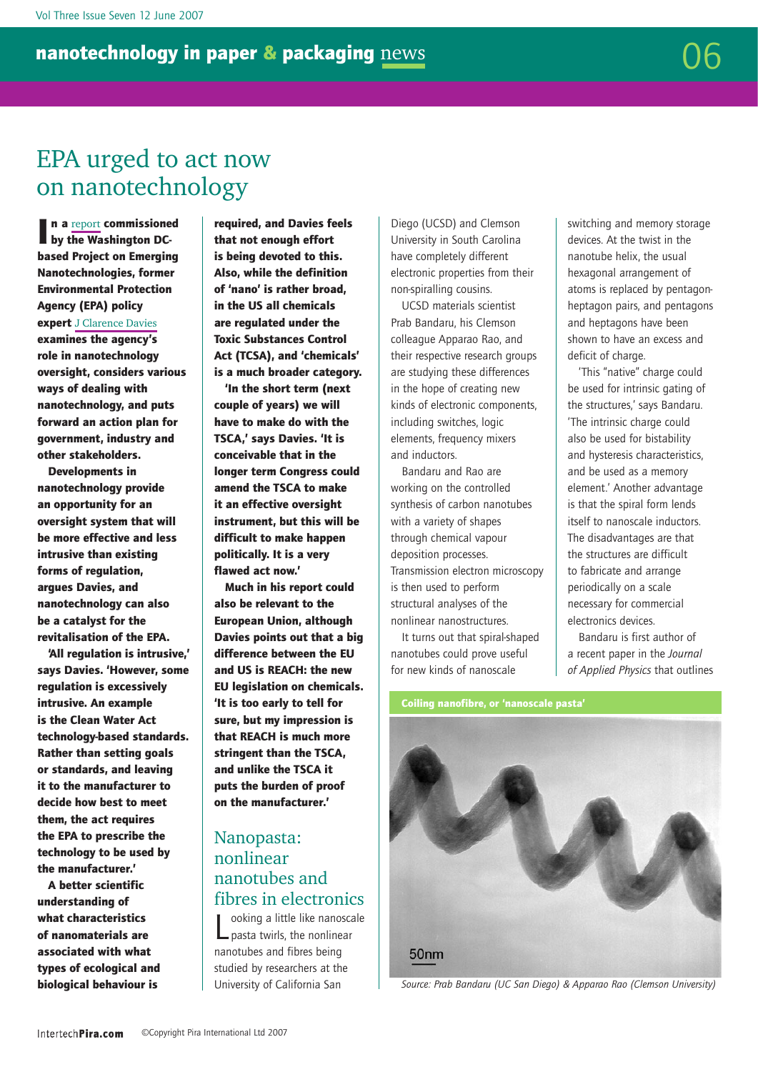# EPA urged to act now on nanotechnology

**In a report commissioned by the Washington DC-based Project on Emerging Nanotechnologies, former Environmental Protection Agency (EPA) policy expert J Clarence Davies examines the agency's role in nanotechnology oversight, considers various ways of dealing with nanotechnology, and puts forward an action plan for government, industry and other stakeholders.**

**Developments in nanotechnology provide an opportunity for an oversight system that will be more effective and less intrusive than existing forms of regulation, argues Davies, and nanotechnology can also be a catalyst for the revitalisation of the EPA.**

**'All regulation is intrusive,' says Davies. 'However, some regulation is excessively intrusive. An example is the Clean Water Act technology-based standards. Rather than setting goals or standards, and leaving it to the manufacturer to decide how best to meet them, the act requires the EPA to prescribe the technology to be used by the manufacturer.'**

**A better scientific understanding of what characteristics of nanomaterials are associated with what types of ecological and biological behaviour is required, and Davies feels that not enough effort is being devoted to this. Also, while the definition of 'nano' is rather broad, in the US all chemicals are regulated under the Toxic Substances Control Act (TSCA), and 'chemicals' is a much broader category.**

**'In the short term (next couple of years) we will have to make do with the TSCA,' says Davies. 'It is conceivable that in the longer term Congress could amend the TSCA to make it an effective oversight instrument, but this will be difficult to make happen politically. It is a very flawed act now.'**

**Much in his report could also be relevant to the European Union, although Davies points out that a big difference between the EU and US is REACH: the new EU legislation on chemicals. 'It is too early to tell for sure, but my impression is that REACH is much more stringent than the TSCA, and unlike the TSCA it puts the burden of proof on the manufacturer.'**

## Nanopasta: nonlinear nanotubes and fibres in electronics

Looking a little like nanoscale pasta twirls, the nonlinear nanotubes and fibres being studied by researchers at the University of California San Diego (UCSD) and Clemson University in South Carolina have completely different electronic properties from their non-spiralling cousins.

UCSD materials scientist Prab Bandaru, his Clemson colleague Apparao Rao, and their respective research groups are studying these differences in the hope of creating new kinds of electronic components, including switches, logic elements, frequency mixers and inductors.

Bandaru and Rao are working on the controlled synthesis of carbon nanotubes with a variety of shapes through chemical vapour deposition processes. Transmission electron microscopy is then used to perform structural analyses of the nonlinear nanostructures.

It turns out that spiral-shaped nanotubes could prove useful for new kinds of nanoscale switching and memory storage devices. At the twist in the nanotube helix, the usual hexagonal arrangement of atoms is replaced by pentagon-heptagon pairs, and pentagons and heptagons have been shown to have an excess and deficit of charge.

'This "native" charge could be used for intrinsic gating of the structures,' says Bandaru. 'The intrinsic charge could also be used for bistability and hysteresis characteristics, and be used as a memory element.' Another advantage is that the spiral form lends itself to nanoscale inductors. The disadvantages are that the structures are difficult to fabricate and arrange periodically on a scale necessary for commercial electronics devices.

Bandaru is first author of a recent paper in the *Journal of Applied Physics* that outlines

**Coiling nanofibre, or 'nanoscale pasta'**

50nm

*Source: Prab Bandaru (UC San Diego) & Apparao Rao (Clemson University)*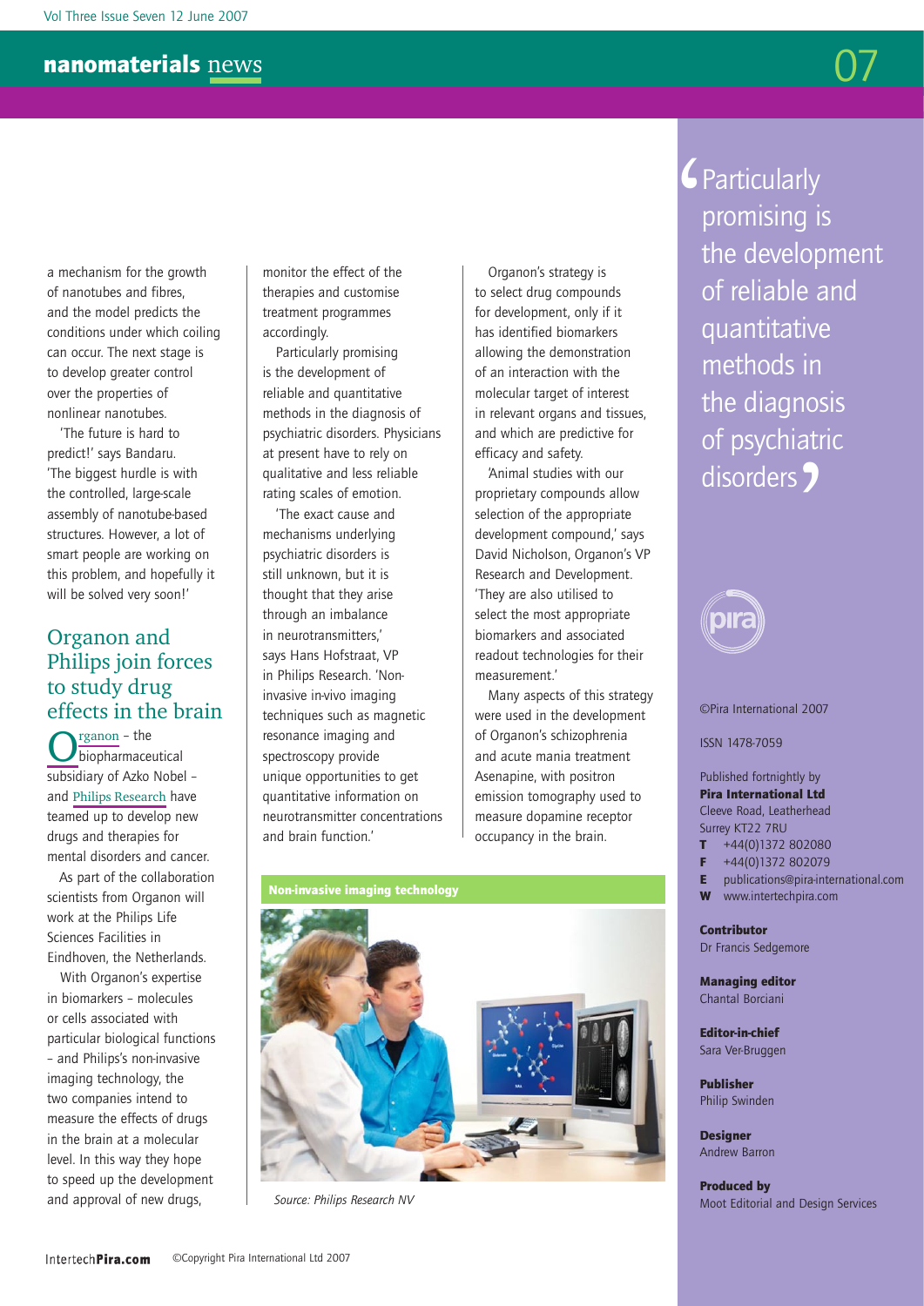a mechanism for the growth of nanotubes and fibres, and the model predicts the conditions under which coiling can occur. The next stage is to develop greater control over the properties of nonlinear nanotubes.

'The future is hard to predict!' says Bandaru. 'The biggest hurdle is with the controlled, large-scale assembly of nanotube-based structures. However, a lot of smart people are working on this problem, and hopefully it will be solved very soon!'

## Organon and Philips join forces to study drug effects in the brain

Organon – the biopharmaceutical subsidiary of Azko Nobel – and Philips Research have teamed up to develop new drugs and therapies for mental disorders and cancer.

As part of the collaboration scientists from Organon will work at the Philips Life Sciences Facilities in Eindhoven, the Netherlands.

With Organon's expertise in biomarkers – molecules or cells associated with particular biological functions – and Philips's non-invasive imaging technology, the two companies intend to measure the effects of drugs in the brain at a molecular level. In this way they hope to speed up the development and approval of new drugs, monitor the effect of the therapies and customise treatment programmes accordingly.

Particularly promising is the development of reliable and quantitative methods in the diagnosis of psychiatric disorders. Physicians at present have to rely on qualitative and less reliable rating scales of emotion.

'The exact cause and mechanisms underlying psychiatric disorders is still unknown, but it is thought that they arise through an imbalance in neurotransmitters,' says Hans Hofstraat, VP in Philips Research. 'Non-invasive in-vivo imaging techniques such as magnetic resonance imaging and spectroscopy provide unique opportunities to get quantitative information on neurotransmitter concentrations and brain function.'

Organon's strategy is to select drug compounds for development, only if it has identified biomarkers allowing the demonstration of an interaction with the molecular target of interest in relevant organs and tissues, and which are predictive for efficacy and safety.

'Animal studies with our proprietary compounds allow selection of the appropriate development compound,' says David Nicholson, Organon's VP Research and Development. 'They are also utilised to select the most appropriate biomarkers and associated readout technologies for their measurement.'

Many aspects of this strategy were used in the development of Organon's schizophrenia and acute mania treatment Asenapine, with positron emission tomography used to measure dopamine receptor occupancy in the brain.

**Non-invasive imaging technology**

*Source: Philips Research NV*

> 'Particularly promising is the development of reliable and quantitative methods in the diagnosis of psychiatric disorders'

©Pira International 2007

ISSN 1478-7059

Published fortnightly by
**Pira International Ltd**
Cleeve Road, Leatherhead
Surrey KT22 7RU
**T** +44(0)1372 802080
**F** +44(0)1372 802079
**E** publications@pira-international.com
**W** www.intertechpira.com

**Contributor**
Dr Francis Sedgemore

**Managing editor**
Chantal Borciani

**Editor-in-chief**
Sara Ver-Bruggen

**Publisher**
Philip Swinden

**Designer**
Andrew Barron

**Produced by**
Moot Editorial and Design Services